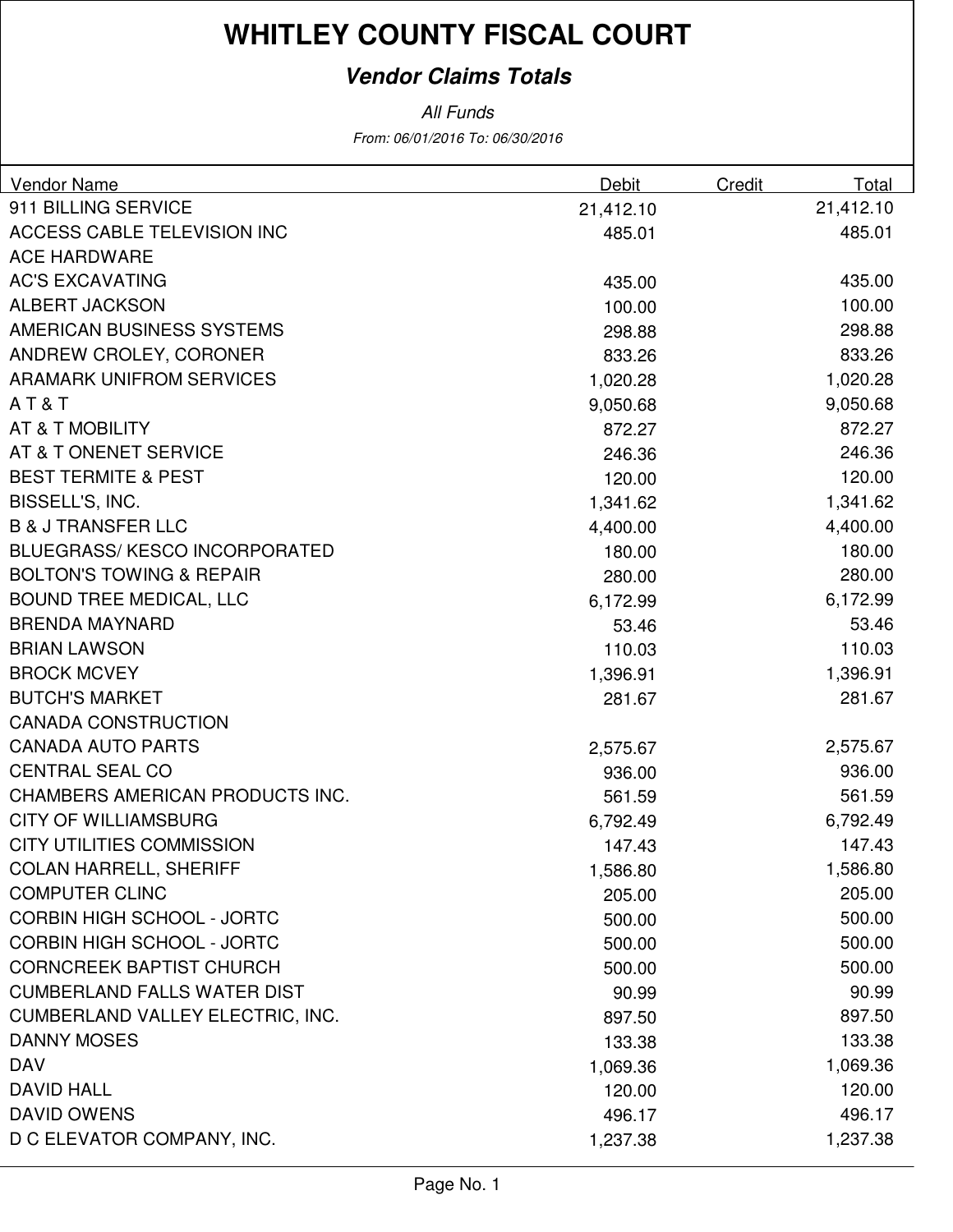# WHITLEY COUNTY FISCAL COURT

## *Vendor Claims Totals*

*All Funds*

*From: 06/01/2016 To: 06/30/2016*

| Vendor Name | Debit | Credit | Total |
|---|---|---|---|
| 911 BILLING SERVICE | 21,412.10 | | 21,412.10 |
| ACCESS CABLE TELEVISION INC | 485.01 | | 485.01 |
| ACE HARDWARE | | | |
| AC'S EXCAVATING | 435.00 | | 435.00 |
| ALBERT JACKSON | 100.00 | | 100.00 |
| AMERICAN BUSINESS SYSTEMS | 298.88 | | 298.88 |
| ANDREW CROLEY, CORONER | 833.26 | | 833.26 |
| ARAMARK UNIFROM SERVICES | 1,020.28 | | 1,020.28 |
| A T & T | 9,050.68 | | 9,050.68 |
| AT & T MOBILITY | 872.27 | | 872.27 |
| AT & T ONENET SERVICE | 246.36 | | 246.36 |
| BEST TERMITE & PEST | 120.00 | | 120.00 |
| BISSELL'S, INC. | 1,341.62 | | 1,341.62 |
| B & J TRANSFER LLC | 4,400.00 | | 4,400.00 |
| BLUEGRASS/ KESCO INCORPORATED | 180.00 | | 180.00 |
| BOLTON'S TOWING & REPAIR | 280.00 | | 280.00 |
| BOUND TREE MEDICAL, LLC | 6,172.99 | | 6,172.99 |
| BRENDA MAYNARD | 53.46 | | 53.46 |
| BRIAN LAWSON | 110.03 | | 110.03 |
| BROCK MCVEY | 1,396.91 | | 1,396.91 |
| BUTCH'S MARKET | 281.67 | | 281.67 |
| CANADA CONSTRUCTION | | | |
| CANADA AUTO PARTS | 2,575.67 | | 2,575.67 |
| CENTRAL SEAL CO | 936.00 | | 936.00 |
| CHAMBERS AMERICAN PRODUCTS INC. | 561.59 | | 561.59 |
| CITY OF WILLIAMSBURG | 6,792.49 | | 6,792.49 |
| CITY UTILITIES COMMISSION | 147.43 | | 147.43 |
| COLAN HARRELL, SHERIFF | 1,586.80 | | 1,586.80 |
| COMPUTER CLINC | 205.00 | | 205.00 |
| CORBIN HIGH SCHOOL - JORTC | 500.00 | | 500.00 |
| CORBIN HIGH SCHOOL - JORTC | 500.00 | | 500.00 |
| CORNCREEK BAPTIST CHURCH | 500.00 | | 500.00 |
| CUMBERLAND FALLS WATER DIST | 90.99 | | 90.99 |
| CUMBERLAND VALLEY ELECTRIC, INC. | 897.50 | | 897.50 |
| DANNY MOSES | 133.38 | | 133.38 |
| DAV | 1,069.36 | | 1,069.36 |
| DAVID HALL | 120.00 | | 120.00 |
| DAVID OWENS | 496.17 | | 496.17 |
| D C ELEVATOR COMPANY, INC. | 1,237.38 | | 1,237.38 |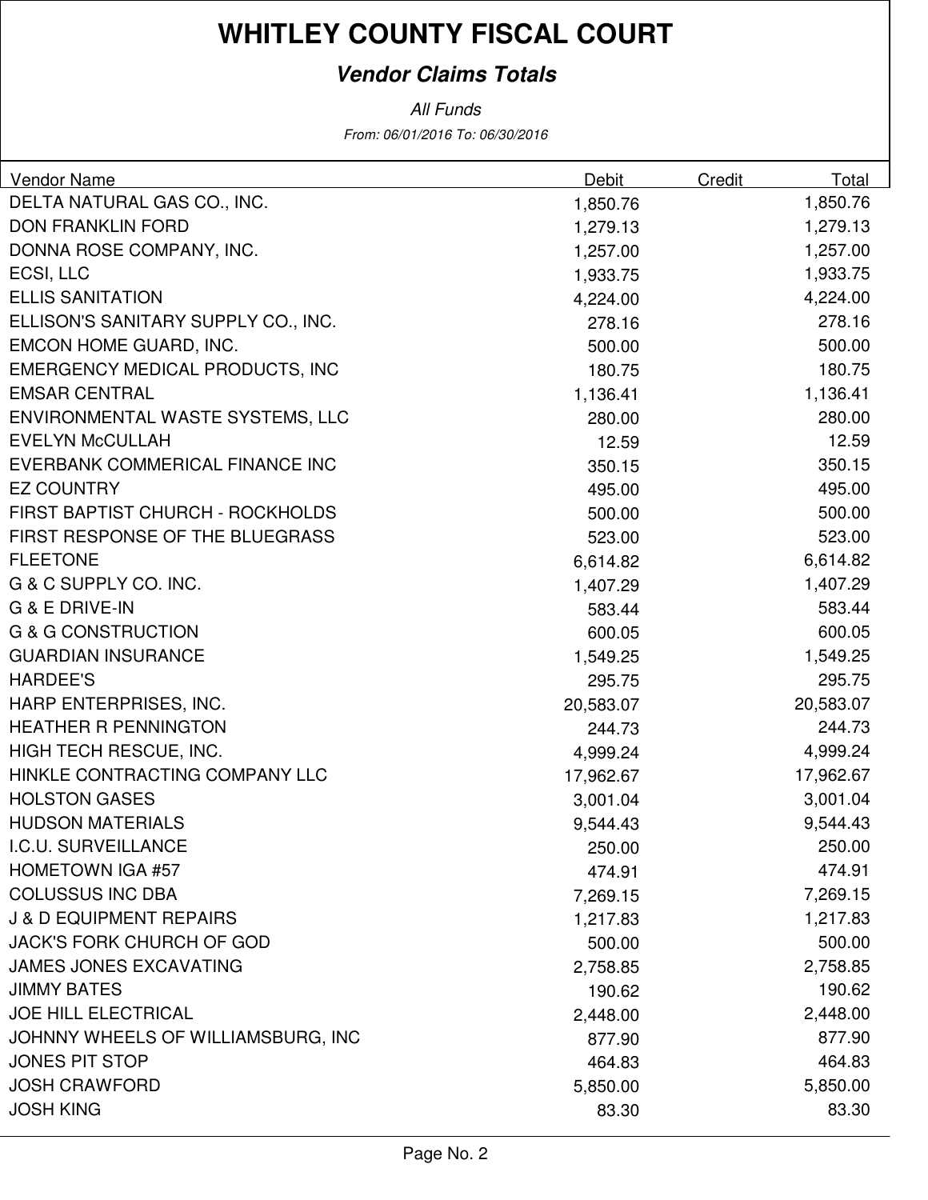# WHITLEY COUNTY FISCAL COURT

## *Vendor Claims Totals*

*All Funds*

*From: 06/01/2016 To: 06/30/2016*

| Vendor Name | Debit | Credit | Total |
|---|---|---|---|
| DELTA NATURAL GAS CO., INC. | 1,850.76 | | 1,850.76 |
| DON FRANKLIN FORD | 1,279.13 | | 1,279.13 |
| DONNA ROSE COMPANY, INC. | 1,257.00 | | 1,257.00 |
| ECSI, LLC | 1,933.75 | | 1,933.75 |
| ELLIS SANITATION | 4,224.00 | | 4,224.00 |
| ELLISON'S SANITARY SUPPLY CO., INC. | 278.16 | | 278.16 |
| EMCON HOME GUARD, INC. | 500.00 | | 500.00 |
| EMERGENCY MEDICAL PRODUCTS, INC | 180.75 | | 180.75 |
| EMSAR CENTRAL | 1,136.41 | | 1,136.41 |
| ENVIRONMENTAL WASTE SYSTEMS, LLC | 280.00 | | 280.00 |
| EVELYN McCULLAH | 12.59 | | 12.59 |
| EVERBANK COMMERICAL FINANCE INC | 350.15 | | 350.15 |
| EZ COUNTRY | 495.00 | | 495.00 |
| FIRST BAPTIST CHURCH - ROCKHOLDS | 500.00 | | 500.00 |
| FIRST RESPONSE OF THE BLUEGRASS | 523.00 | | 523.00 |
| FLEETONE | 6,614.82 | | 6,614.82 |
| G & C SUPPLY CO. INC. | 1,407.29 | | 1,407.29 |
| G & E DRIVE-IN | 583.44 | | 583.44 |
| G & G CONSTRUCTION | 600.05 | | 600.05 |
| GUARDIAN INSURANCE | 1,549.25 | | 1,549.25 |
| HARDEE'S | 295.75 | | 295.75 |
| HARP ENTERPRISES, INC. | 20,583.07 | | 20,583.07 |
| HEATHER R PENNINGTON | 244.73 | | 244.73 |
| HIGH TECH RESCUE, INC. | 4,999.24 | | 4,999.24 |
| HINKLE CONTRACTING COMPANY LLC | 17,962.67 | | 17,962.67 |
| HOLSTON GASES | 3,001.04 | | 3,001.04 |
| HUDSON MATERIALS | 9,544.43 | | 9,544.43 |
| I.C.U. SURVEILLANCE | 250.00 | | 250.00 |
| HOMETOWN IGA #57 | 474.91 | | 474.91 |
| COLUSSUS INC DBA | 7,269.15 | | 7,269.15 |
| J & D EQUIPMENT REPAIRS | 1,217.83 | | 1,217.83 |
| JACK'S FORK CHURCH OF GOD | 500.00 | | 500.00 |
| JAMES JONES EXCAVATING | 2,758.85 | | 2,758.85 |
| JIMMY BATES | 190.62 | | 190.62 |
| JOE HILL ELECTRICAL | 2,448.00 | | 2,448.00 |
| JOHNNY WHEELS OF WILLIAMSBURG, INC | 877.90 | | 877.90 |
| JONES PIT STOP | 464.83 | | 464.83 |
| JOSH CRAWFORD | 5,850.00 | | 5,850.00 |
| JOSH KING | 83.30 | | 83.30 |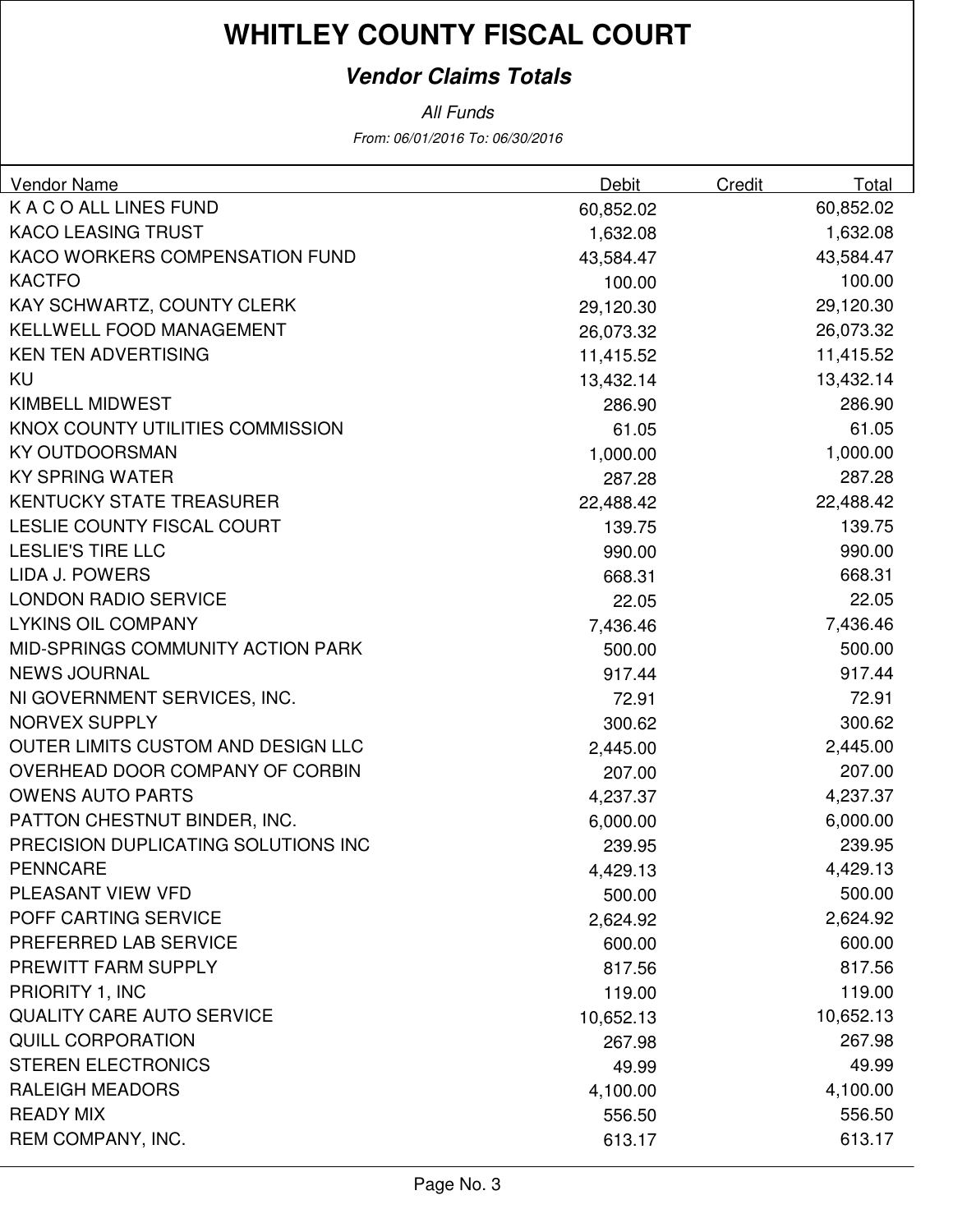# WHITLEY COUNTY FISCAL COURT

## *Vendor Claims Totals*

*All Funds*

*From: 06/01/2016 To: 06/30/2016*

| Vendor Name | Debit | Credit | Total |
|---|---|---|---|
| K A C O ALL LINES FUND | 60,852.02 | | 60,852.02 |
| KACO LEASING TRUST | 1,632.08 | | 1,632.08 |
| KACO WORKERS COMPENSATION FUND | 43,584.47 | | 43,584.47 |
| KACTFO | 100.00 | | 100.00 |
| KAY SCHWARTZ, COUNTY CLERK | 29,120.30 | | 29,120.30 |
| KELLWELL FOOD MANAGEMENT | 26,073.32 | | 26,073.32 |
| KEN TEN ADVERTISING | 11,415.52 | | 11,415.52 |
| KU | 13,432.14 | | 13,432.14 |
| KIMBELL MIDWEST | 286.90 | | 286.90 |
| KNOX COUNTY UTILITIES COMMISSION | 61.05 | | 61.05 |
| KY OUTDOORSMAN | 1,000.00 | | 1,000.00 |
| KY SPRING WATER | 287.28 | | 287.28 |
| KENTUCKY STATE TREASURER | 22,488.42 | | 22,488.42 |
| LESLIE COUNTY FISCAL COURT | 139.75 | | 139.75 |
| LESLIE'S TIRE LLC | 990.00 | | 990.00 |
| LIDA J. POWERS | 668.31 | | 668.31 |
| LONDON RADIO SERVICE | 22.05 | | 22.05 |
| LYKINS OIL COMPANY | 7,436.46 | | 7,436.46 |
| MID-SPRINGS COMMUNITY ACTION PARK | 500.00 | | 500.00 |
| NEWS JOURNAL | 917.44 | | 917.44 |
| NI GOVERNMENT SERVICES, INC. | 72.91 | | 72.91 |
| NORVEX SUPPLY | 300.62 | | 300.62 |
| OUTER LIMITS CUSTOM AND DESIGN LLC | 2,445.00 | | 2,445.00 |
| OVERHEAD DOOR COMPANY OF CORBIN | 207.00 | | 207.00 |
| OWENS AUTO PARTS | 4,237.37 | | 4,237.37 |
| PATTON CHESTNUT BINDER, INC. | 6,000.00 | | 6,000.00 |
| PRECISION DUPLICATING SOLUTIONS INC | 239.95 | | 239.95 |
| PENNCARE | 4,429.13 | | 4,429.13 |
| PLEASANT VIEW VFD | 500.00 | | 500.00 |
| POFF CARTING SERVICE | 2,624.92 | | 2,624.92 |
| PREFERRED LAB SERVICE | 600.00 | | 600.00 |
| PREWITT FARM SUPPLY | 817.56 | | 817.56 |
| PRIORITY 1, INC | 119.00 | | 119.00 |
| QUALITY CARE AUTO SERVICE | 10,652.13 | | 10,652.13 |
| QUILL CORPORATION | 267.98 | | 267.98 |
| STEREN ELECTRONICS | 49.99 | | 49.99 |
| RALEIGH MEADORS | 4,100.00 | | 4,100.00 |
| READY MIX | 556.50 | | 556.50 |
| REM COMPANY, INC. | 613.17 | | 613.17 |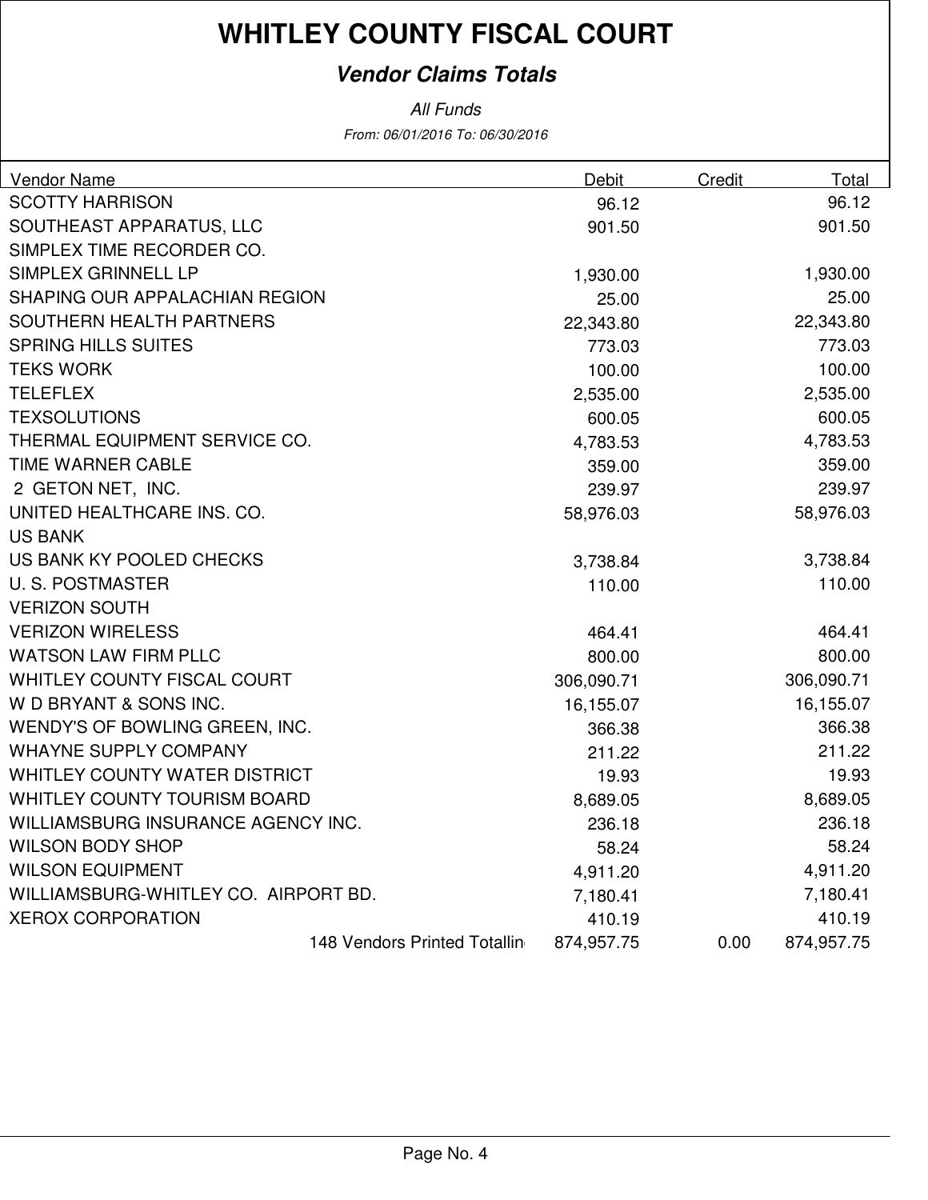# WHITLEY COUNTY FISCAL COURT

## *Vendor Claims Totals*

*All Funds*

*From: 06/01/2016 To: 06/30/2016*

| Vendor Name | Debit | Credit | Total |
|---|---|---|---|
| SCOTTY HARRISON | 96.12 | | 96.12 |
| SOUTHEAST APPARATUS, LLC | 901.50 | | 901.50 |
| SIMPLEX TIME RECORDER CO. | | | |
| SIMPLEX GRINNELL LP | 1,930.00 | | 1,930.00 |
| SHAPING OUR APPALACHIAN REGION | 25.00 | | 25.00 |
| SOUTHERN HEALTH PARTNERS | 22,343.80 | | 22,343.80 |
| SPRING HILLS SUITES | 773.03 | | 773.03 |
| TEKS WORK | 100.00 | | 100.00 |
| TELEFLEX | 2,535.00 | | 2,535.00 |
| TEXSOLUTIONS | 600.05 | | 600.05 |
| THERMAL EQUIPMENT SERVICE CO. | 4,783.53 | | 4,783.53 |
| TIME WARNER CABLE | 359.00 | | 359.00 |
| 2 GETON NET, INC. | 239.97 | | 239.97 |
| UNITED HEALTHCARE INS. CO. | 58,976.03 | | 58,976.03 |
| US BANK | | | |
| US BANK KY POOLED CHECKS | 3,738.84 | | 3,738.84 |
| U. S. POSTMASTER | 110.00 | | 110.00 |
| VERIZON SOUTH | | | |
| VERIZON WIRELESS | 464.41 | | 464.41 |
| WATSON LAW FIRM PLLC | 800.00 | | 800.00 |
| WHITLEY COUNTY FISCAL COURT | 306,090.71 | | 306,090.71 |
| W D BRYANT & SONS INC. | 16,155.07 | | 16,155.07 |
| WENDY'S OF BOWLING GREEN, INC. | 366.38 | | 366.38 |
| WHAYNE SUPPLY COMPANY | 211.22 | | 211.22 |
| WHITLEY COUNTY WATER DISTRICT | 19.93 | | 19.93 |
| WHITLEY COUNTY TOURISM BOARD | 8,689.05 | | 8,689.05 |
| WILLIAMSBURG INSURANCE AGENCY INC. | 236.18 | | 236.18 |
| WILSON BODY SHOP | 58.24 | | 58.24 |
| WILSON EQUIPMENT | 4,911.20 | | 4,911.20 |
| WILLIAMSBURG-WHITLEY CO. AIRPORT BD. | 7,180.41 | | 7,180.41 |
| XEROX CORPORATION | 410.19 | | 410.19 |
| 148 Vendors Printed Totallin | 874,957.75 | 0.00 | 874,957.75 |